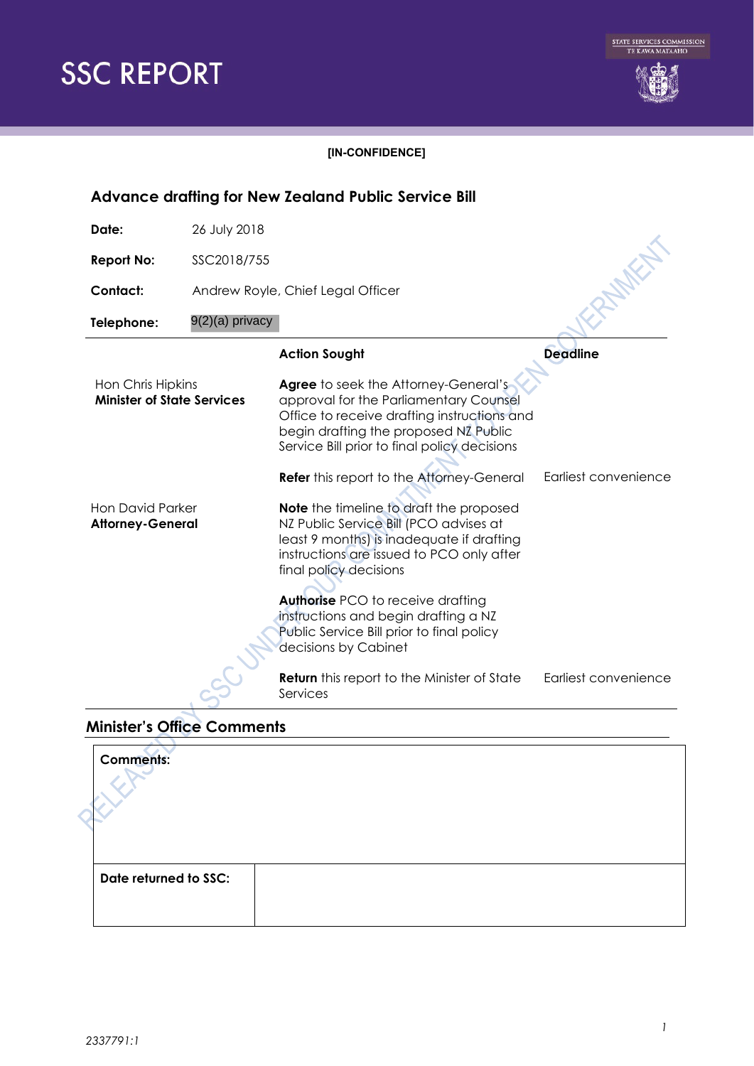# SSC REPORT

STATE SERVICES COMMISSION
TE KAWA MATAAHO

**[IN-CONFIDENCE]**

## Advance drafting for New Zealand Public Service Bill

**Date:** 26 July 2018

**Report No:** SSC2018/755

**Contact:** Andrew Royle, Chief Legal Officer

**Telephone:** 9(2)(a) privacy

| | Action Sought | Deadline |
|---|---|---|
| Hon Chris Hipkins<br>**Minister of State Services** | **Agree** to seek the Attorney-General's approval for the Parliamentary Counsel Office to receive drafting instructions and begin drafting the proposed NZ Public Service Bill prior to final policy decisions | |
| | **Refer** this report to the Attorney-General | Earliest convenience |
| Hon David Parker<br>**Attorney-General** | **Note** the timeline to draft the proposed NZ Public Service Bill (PCO advises at least 9 months) is inadequate if drafting instructions are issued to PCO only after final policy decisions | |
| | **Authorise** PCO to receive drafting instructions and begin drafting a NZ Public Service Bill prior to final policy decisions by Cabinet | |
| | **Return** this report to the Minister of State Services | Earliest convenience |

## Minister's Office Comments

| **Comments:** | |
|---|---|
| **Date returned to SSC:** | |

*2337791:1*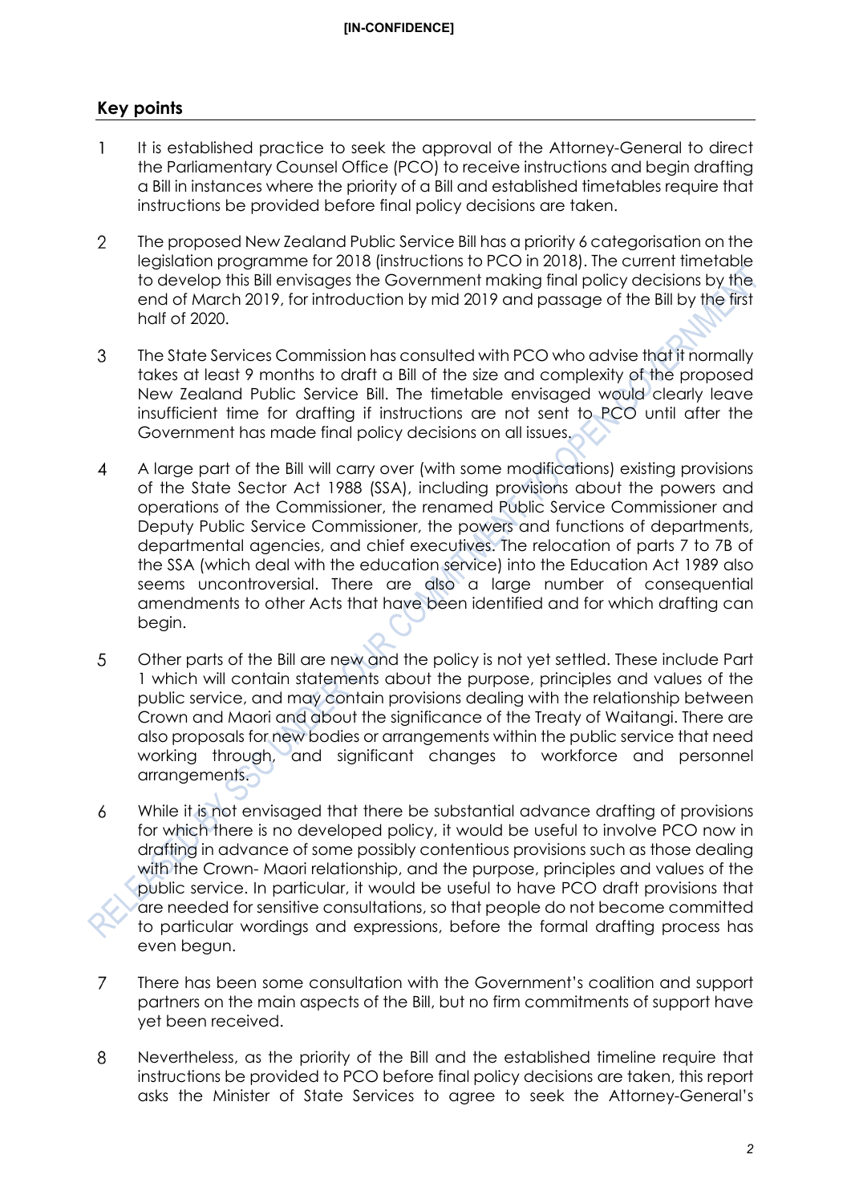## Key points

1 It is established practice to seek the approval of the Attorney-General to direct the Parliamentary Counsel Office (PCO) to receive instructions and begin drafting a Bill in instances where the priority of a Bill and established timetables require that instructions be provided before final policy decisions are taken.

2 The proposed New Zealand Public Service Bill has a priority 6 categorisation on the legislation programme for 2018 (instructions to PCO in 2018). The current timetable to develop this Bill envisages the Government making final policy decisions by the end of March 2019, for introduction by mid 2019 and passage of the Bill by the first half of 2020.

3 The State Services Commission has consulted with PCO who advise that it normally takes at least 9 months to draft a Bill of the size and complexity of the proposed New Zealand Public Service Bill. The timetable envisaged would clearly leave insufficient time for drafting if instructions are not sent to PCO until after the Government has made final policy decisions on all issues.

4 A large part of the Bill will carry over (with some modifications) existing provisions of the State Sector Act 1988 (SSA), including provisions about the powers and operations of the Commissioner, the renamed Public Service Commissioner and Deputy Public Service Commissioner, the powers and functions of departments, departmental agencies, and chief executives. The relocation of parts 7 to 7B of the SSA (which deal with the education service) into the Education Act 1989 also seems uncontroversial. There are also a large number of consequential amendments to other Acts that have been identified and for which drafting can begin.

5 Other parts of the Bill are new and the policy is not yet settled. These include Part 1 which will contain statements about the purpose, principles and values of the public service, and may contain provisions dealing with the relationship between Crown and Maori and about the significance of the Treaty of Waitangi. There are also proposals for new bodies or arrangements within the public service that need working through, and significant changes to workforce and personnel arrangements.

6 While it is not envisaged that there be substantial advance drafting of provisions for which there is no developed policy, it would be useful to involve PCO now in drafting in advance of some possibly contentious provisions such as those dealing with the Crown- Maori relationship, and the purpose, principles and values of the public service. In particular, it would be useful to have PCO draft provisions that are needed for sensitive consultations, so that people do not become committed to particular wordings and expressions, before the formal drafting process has even begun.

7 There has been some consultation with the Government's coalition and support partners on the main aspects of the Bill, but no firm commitments of support have yet been received.

8 Nevertheless, as the priority of the Bill and the established timeline require that instructions be provided to PCO before final policy decisions are taken, this report asks the Minister of State Services to agree to seek the Attorney-General's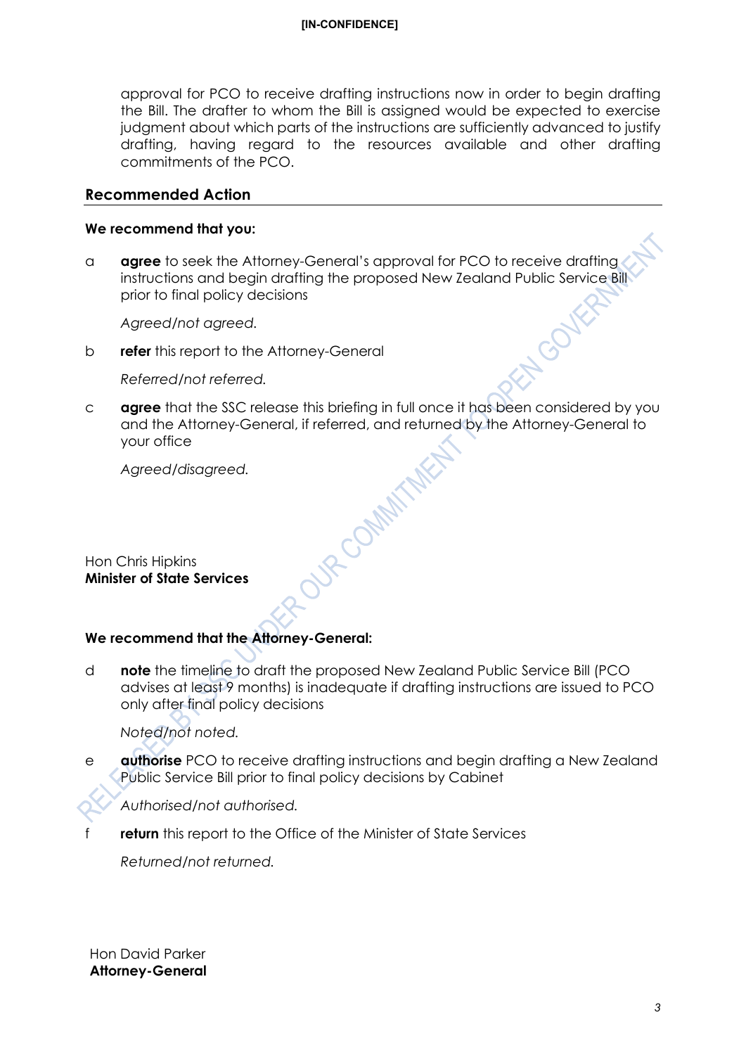approval for PCO to receive drafting instructions now in order to begin drafting the Bill. The drafter to whom the Bill is assigned would be expected to exercise judgment about which parts of the instructions are sufficiently advanced to justify drafting, having regard to the resources available and other drafting commitments of the PCO.

## Recommended Action

**We recommend that you:**

a **agree** to seek the Attorney-General's approval for PCO to receive drafting instructions and begin drafting the proposed New Zealand Public Service Bill prior to final policy decisions

*Agreed/not agreed.*

b **refer** this report to the Attorney-General

*Referred/not referred.*

c **agree** that the SSC release this briefing in full once it has been considered by you and the Attorney-General, if referred, and returned by the Attorney-General to your office

*Agreed/disagreed.*

Hon Chris Hipkins
**Minister of State Services**

**We recommend that the Attorney-General:**

d **note** the timeline to draft the proposed New Zealand Public Service Bill (PCO advises at least 9 months) is inadequate if drafting instructions are issued to PCO only after final policy decisions

*Noted/not noted.*

e **authorise** PCO to receive drafting instructions and begin drafting a New Zealand Public Service Bill prior to final policy decisions by Cabinet

*Authorised/not authorised.*

f **return** this report to the Office of the Minister of State Services

*Returned/not returned.*

Hon David Parker
**Attorney-General**